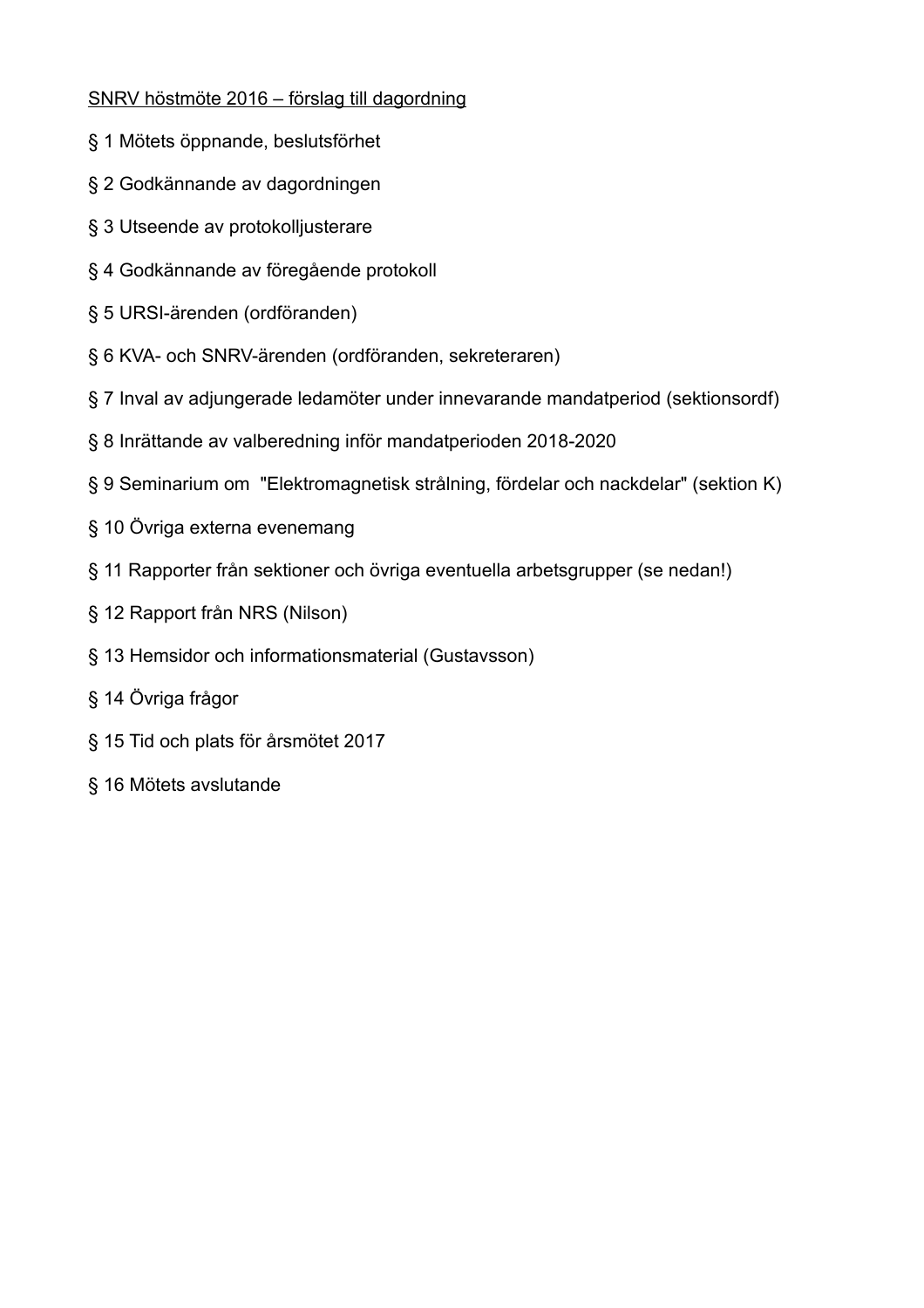<u>SNRV höstmöte 2016 – förslag till dagordning</u>

§ 1 Mötets öppnande, beslutsförhet

§ 2 Godkännande av dagordningen

§ 3 Utseende av protokolljusterare

§ 4 Godkännande av föregående protokoll

§ 5 URSI-ärenden (ordföranden)

§ 6 KVA- och SNRV-ärenden (ordföranden, sekreteraren)

§ 7 Inval av adjungerade ledamöter under innevarande mandatperiod (sektionsordf)

§ 8 Inrättande av valberedning inför mandatperioden 2018-2020

§ 9 Seminarium om "Elektromagnetisk strålning, fördelar och nackdelar" (sektion K)

§ 10 Övriga externa evenemang

§ 11 Rapporter från sektioner och övriga eventuella arbetsgrupper (se nedan!)

§ 12 Rapport från NRS (Nilson)

§ 13 Hemsidor och informationsmaterial (Gustavsson)

§ 14 Övriga frågor

§ 15 Tid och plats för årsmötet 2017

§ 16 Mötets avslutande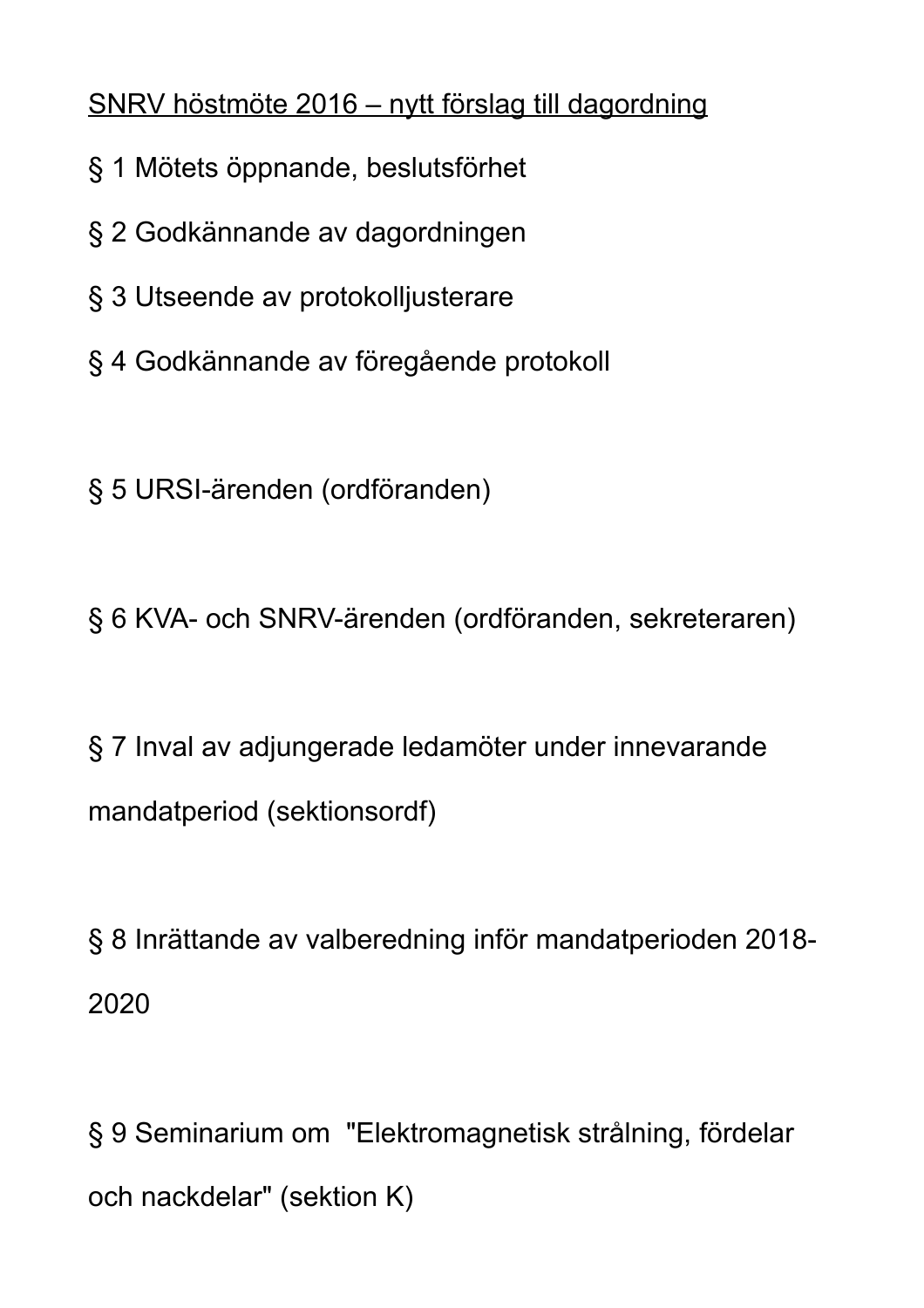<u>SNRV höstmöte 2016 – nytt förslag till dagordning</u>

§ 1 Mötets öppnande, beslutsförhet

§ 2 Godkännande av dagordningen

§ 3 Utseende av protokolljusterare

§ 4 Godkännande av föregående protokoll

§ 5 URSI-ärenden (ordföranden)

§ 6 KVA- och SNRV-ärenden (ordföranden, sekreteraren)

§ 7 Inval av adjungerade ledamöter under innevarande mandatperiod (sektionsordf)

§ 8 Inrättande av valberedning inför mandatperioden 2018-2020

§ 9 Seminarium om "Elektromagnetisk strålning, fördelar och nackdelar" (sektion K)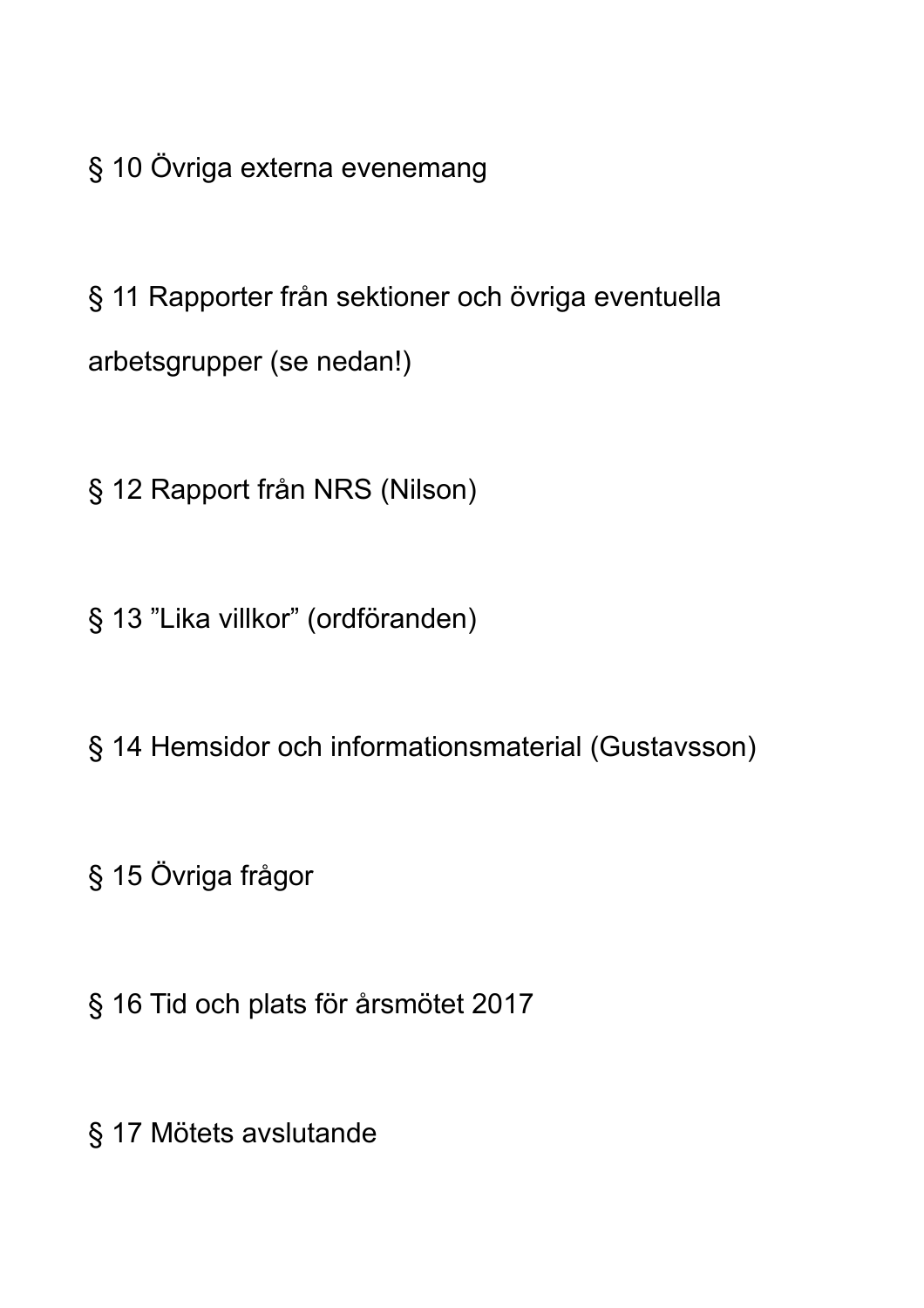§ 10 Övriga externa evenemang

§ 11 Rapporter från sektioner och övriga eventuella arbetsgrupper (se nedan!)

§ 12 Rapport från NRS (Nilson)

§ 13 ”Lika villkor” (ordföranden)

§ 14 Hemsidor och informationsmaterial (Gustavsson)

§ 15 Övriga frågor

§ 16 Tid och plats för årsmötet 2017

§ 17 Mötets avslutande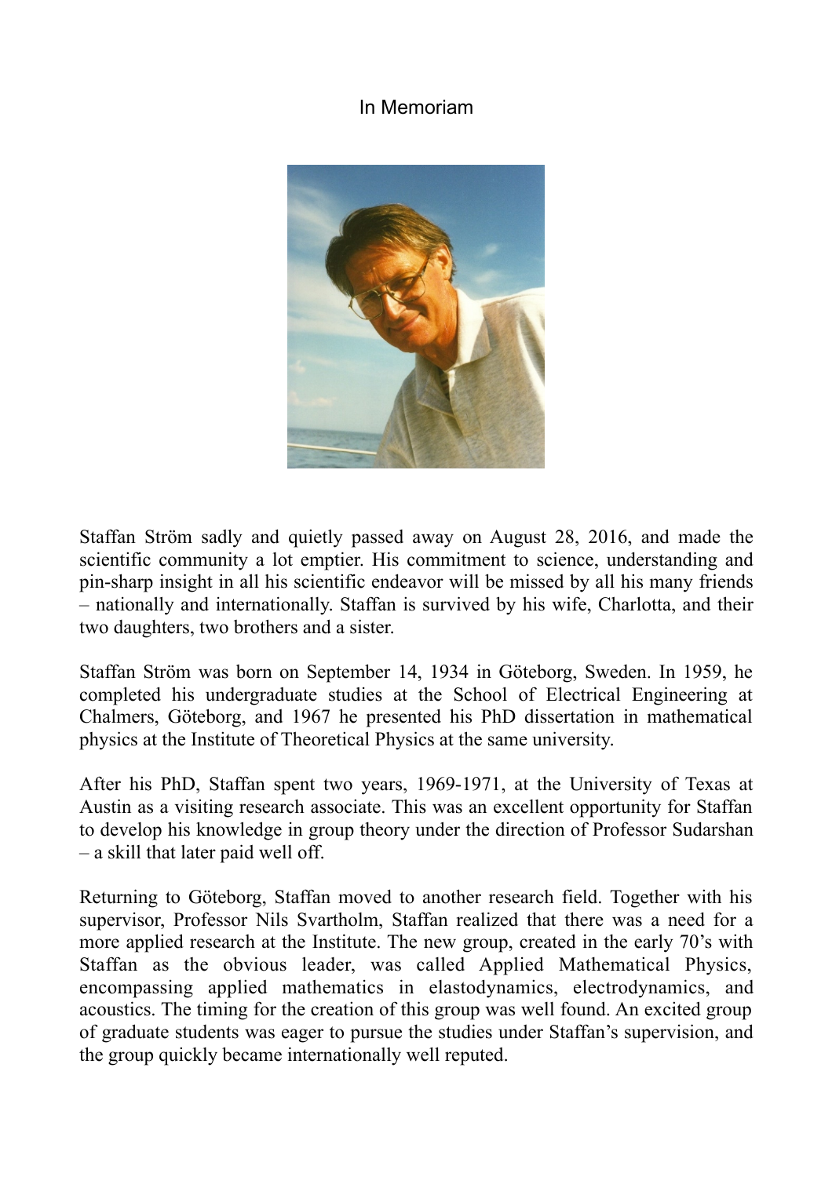# In Memoriam

Staffan Ström sadly and quietly passed away on August 28, 2016, and made the scientific community a lot emptier. His commitment to science, understanding and pin-sharp insight in all his scientific endeavor will be missed by all his many friends – nationally and internationally. Staffan is survived by his wife, Charlotta, and their two daughters, two brothers and a sister.

Staffan Ström was born on September 14, 1934 in Göteborg, Sweden. In 1959, he completed his undergraduate studies at the School of Electrical Engineering at Chalmers, Göteborg, and 1967 he presented his PhD dissertation in mathematical physics at the Institute of Theoretical Physics at the same university.

After his PhD, Staffan spent two years, 1969-1971, at the University of Texas at Austin as a visiting research associate. This was an excellent opportunity for Staffan to develop his knowledge in group theory under the direction of Professor Sudarshan – a skill that later paid well off.

Returning to Göteborg, Staffan moved to another research field. Together with his supervisor, Professor Nils Svartholm, Staffan realized that there was a need for a more applied research at the Institute. The new group, created in the early 70's with Staffan as the obvious leader, was called Applied Mathematical Physics, encompassing applied mathematics in elastodynamics, electrodynamics, and acoustics. The timing for the creation of this group was well found. An excited group of graduate students was eager to pursue the studies under Staffan's supervision, and the group quickly became internationally well reputed.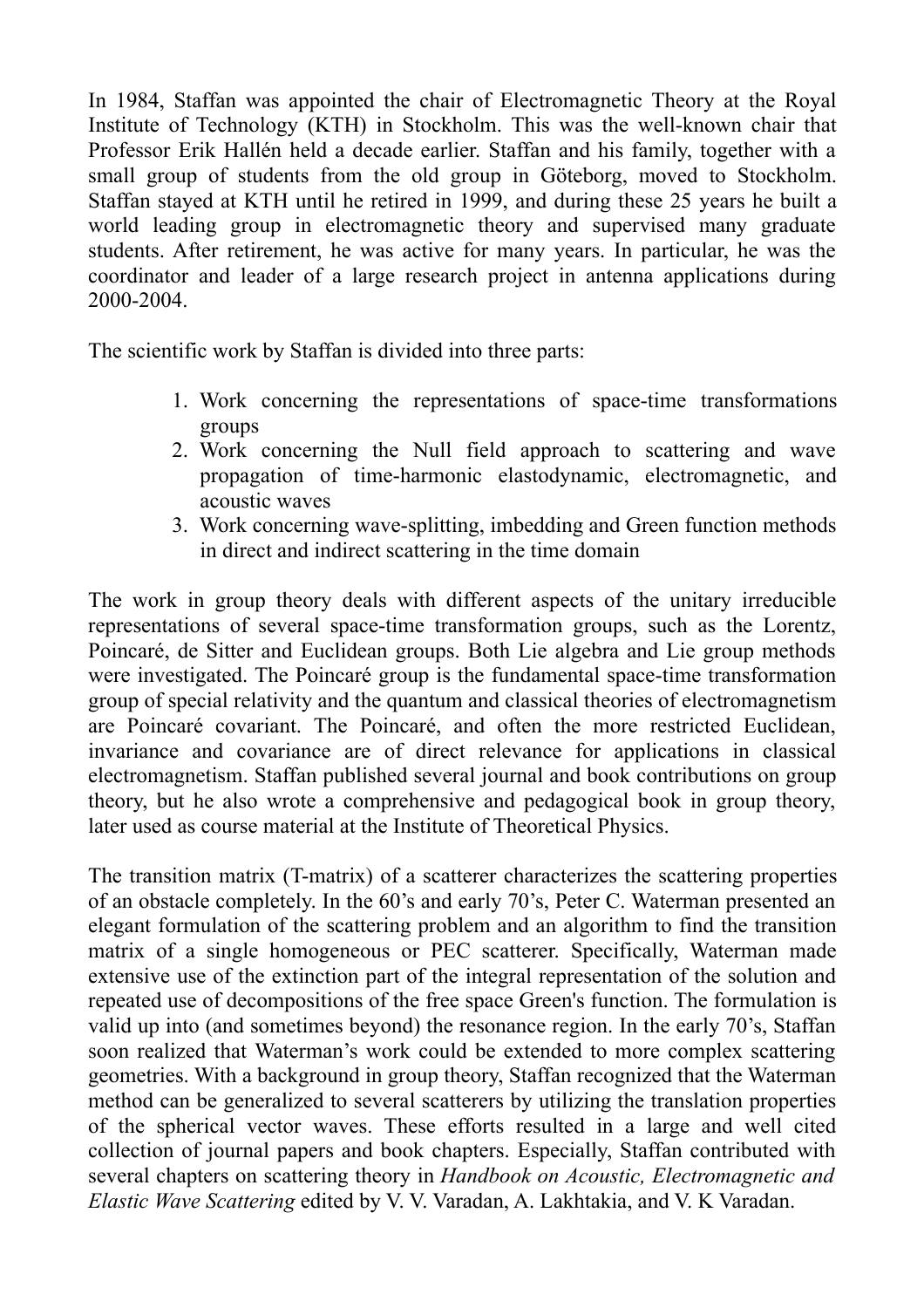In 1984, Staffan was appointed the chair of Electromagnetic Theory at the Royal Institute of Technology (KTH) in Stockholm. This was the well-known chair that Professor Erik Hallén held a decade earlier. Staffan and his family, together with a small group of students from the old group in Göteborg, moved to Stockholm. Staffan stayed at KTH until he retired in 1999, and during these 25 years he built a world leading group in electromagnetic theory and supervised many graduate students. After retirement, he was active for many years. In particular, he was the coordinator and leader of a large research project in antenna applications during 2000-2004.

The scientific work by Staffan is divided into three parts:

1. Work concerning the representations of space-time transformations groups
2. Work concerning the Null field approach to scattering and wave propagation of time-harmonic elastodynamic, electromagnetic, and acoustic waves
3. Work concerning wave-splitting, imbedding and Green function methods in direct and indirect scattering in the time domain

The work in group theory deals with different aspects of the unitary irreducible representations of several space-time transformation groups, such as the Lorentz, Poincaré, de Sitter and Euclidean groups. Both Lie algebra and Lie group methods were investigated. The Poincaré group is the fundamental space-time transformation group of special relativity and the quantum and classical theories of electromagnetism are Poincaré covariant. The Poincaré, and often the more restricted Euclidean, invariance and covariance are of direct relevance for applications in classical electromagnetism. Staffan published several journal and book contributions on group theory, but he also wrote a comprehensive and pedagogical book in group theory, later used as course material at the Institute of Theoretical Physics.

The transition matrix (T-matrix) of a scatterer characterizes the scattering properties of an obstacle completely. In the 60's and early 70's, Peter C. Waterman presented an elegant formulation of the scattering problem and an algorithm to find the transition matrix of a single homogeneous or PEC scatterer. Specifically, Waterman made extensive use of the extinction part of the integral representation of the solution and repeated use of decompositions of the free space Green's function. The formulation is valid up into (and sometimes beyond) the resonance region. In the early 70's, Staffan soon realized that Waterman's work could be extended to more complex scattering geometries. With a background in group theory, Staffan recognized that the Waterman method can be generalized to several scatterers by utilizing the translation properties of the spherical vector waves. These efforts resulted in a large and well cited collection of journal papers and book chapters. Especially, Staffan contributed with several chapters on scattering theory in *Handbook on Acoustic, Electromagnetic and Elastic Wave Scattering* edited by V. V. Varadan, A. Lakhtakia, and V. K Varadan.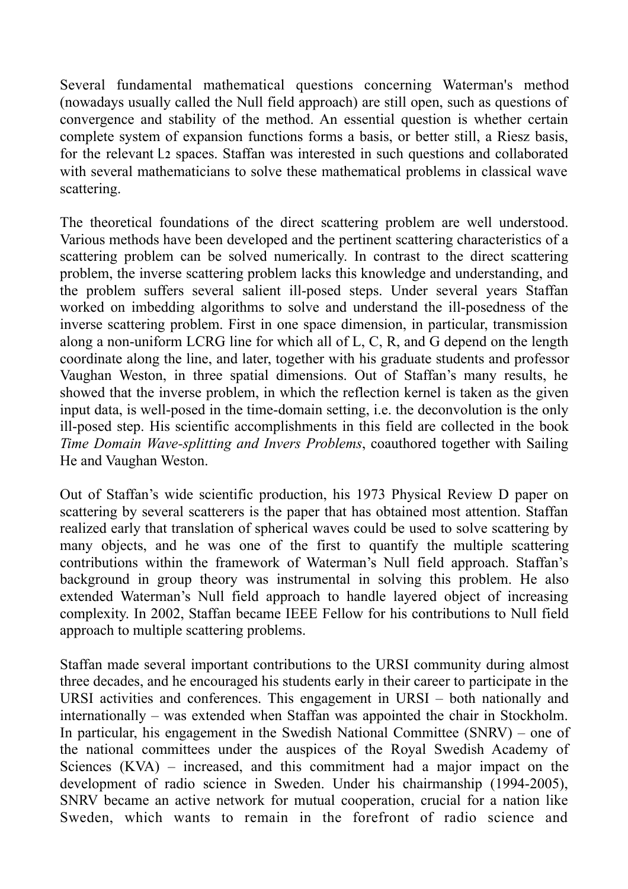Several fundamental mathematical questions concerning Waterman's method (nowadays usually called the Null field approach) are still open, such as questions of convergence and stability of the method. An essential question is whether certain complete system of expansion functions forms a basis, or better still, a Riesz basis, for the relevant $L_2$ spaces. Staffan was interested in such questions and collaborated with several mathematicians to solve these mathematical problems in classical wave scattering.

The theoretical foundations of the direct scattering problem are well understood. Various methods have been developed and the pertinent scattering characteristics of a scattering problem can be solved numerically. In contrast to the direct scattering problem, the inverse scattering problem lacks this knowledge and understanding, and the problem suffers several salient ill-posed steps. Under several years Staffan worked on imbedding algorithms to solve and understand the ill-posedness of the inverse scattering problem. First in one space dimension, in particular, transmission along a non-uniform LCRG line for which all of L, C, R, and G depend on the length coordinate along the line, and later, together with his graduate students and professor Vaughan Weston, in three spatial dimensions. Out of Staffan's many results, he showed that the inverse problem, in which the reflection kernel is taken as the given input data, is well-posed in the time-domain setting, i.e. the deconvolution is the only ill-posed step. His scientific accomplishments in this field are collected in the book *Time Domain Wave-splitting and Invers Problems*, coauthored together with Sailing He and Vaughan Weston.

Out of Staffan's wide scientific production, his 1973 Physical Review D paper on scattering by several scatterers is the paper that has obtained most attention. Staffan realized early that translation of spherical waves could be used to solve scattering by many objects, and he was one of the first to quantify the multiple scattering contributions within the framework of Waterman's Null field approach. Staffan's background in group theory was instrumental in solving this problem. He also extended Waterman's Null field approach to handle layered object of increasing complexity. In 2002, Staffan became IEEE Fellow for his contributions to Null field approach to multiple scattering problems.

Staffan made several important contributions to the URSI community during almost three decades, and he encouraged his students early in their career to participate in the URSI activities and conferences. This engagement in URSI – both nationally and internationally – was extended when Staffan was appointed the chair in Stockholm. In particular, his engagement in the Swedish National Committee (SNRV) – one of the national committees under the auspices of the Royal Swedish Academy of Sciences (KVA) – increased, and this commitment had a major impact on the development of radio science in Sweden. Under his chairmanship (1994-2005), SNRV became an active network for mutual cooperation, crucial for a nation like Sweden, which wants to remain in the forefront of radio science and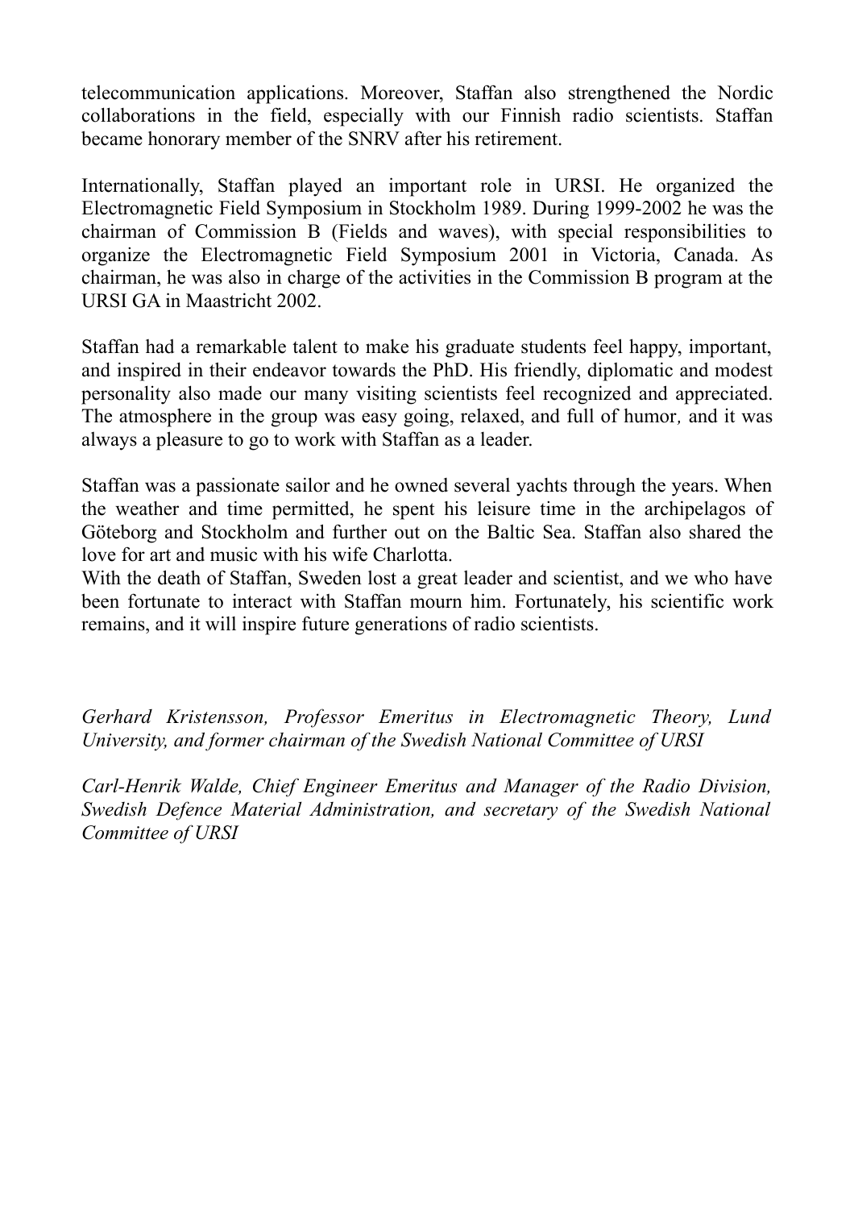telecommunication applications. Moreover, Staffan also strengthened the Nordic collaborations in the field, especially with our Finnish radio scientists. Staffan became honorary member of the SNRV after his retirement.

Internationally, Staffan played an important role in URSI. He organized the Electromagnetic Field Symposium in Stockholm 1989. During 1999-2002 he was the chairman of Commission B (Fields and waves), with special responsibilities to organize the Electromagnetic Field Symposium 2001 in Victoria, Canada. As chairman, he was also in charge of the activities in the Commission B program at the URSI GA in Maastricht 2002.

Staffan had a remarkable talent to make his graduate students feel happy, important, and inspired in their endeavor towards the PhD. His friendly, diplomatic and modest personality also made our many visiting scientists feel recognized and appreciated. The atmosphere in the group was easy going, relaxed, and full of humor*,* and it was always a pleasure to go to work with Staffan as a leader.

Staffan was a passionate sailor and he owned several yachts through the years. When the weather and time permitted, he spent his leisure time in the archipelagos of Göteborg and Stockholm and further out on the Baltic Sea. Staffan also shared the love for art and music with his wife Charlotta.

With the death of Staffan, Sweden lost a great leader and scientist, and we who have been fortunate to interact with Staffan mourn him. Fortunately, his scientific work remains, and it will inspire future generations of radio scientists.

*Gerhard Kristensson, Professor Emeritus in Electromagnetic Theory, Lund University, and former chairman of the Swedish National Committee of URSI*

*Carl-Henrik Walde, Chief Engineer Emeritus and Manager of the Radio Division, Swedish Defence Material Administration, and secretary of the Swedish National Committee of URSI*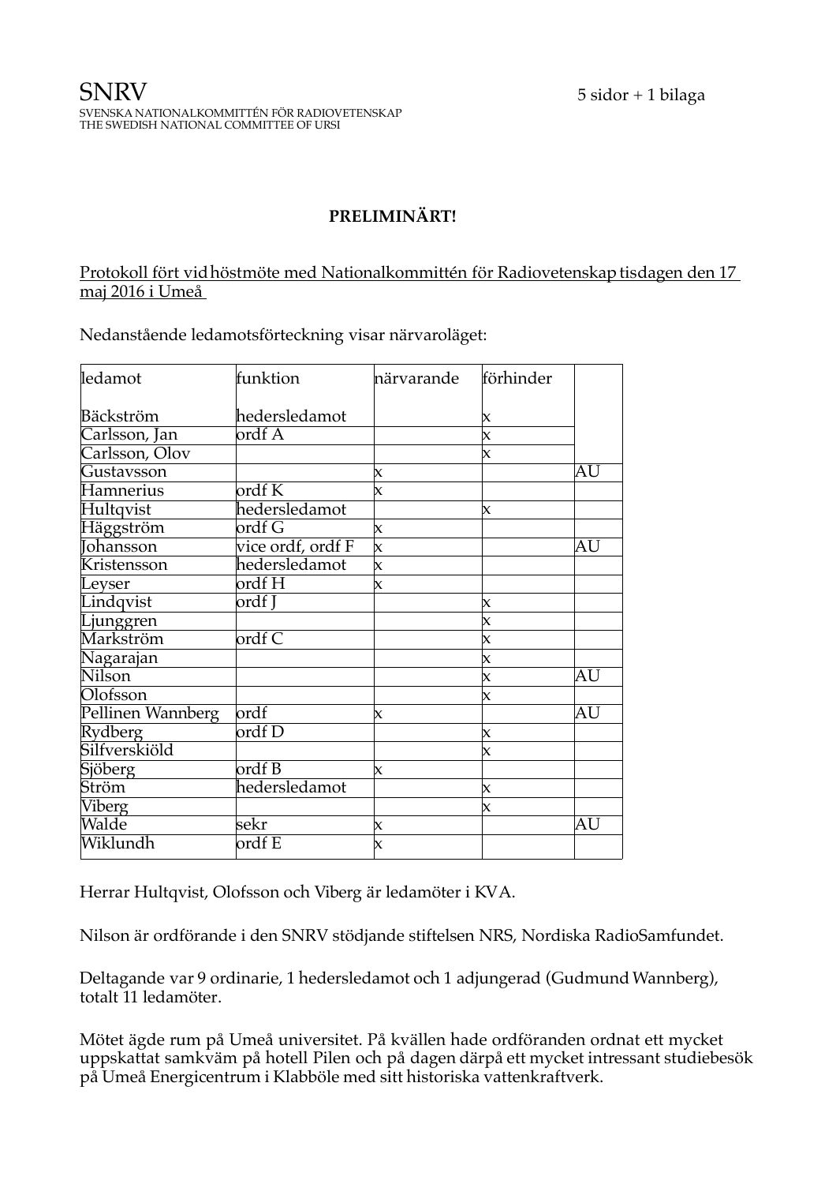SNRV
SVENSKA NATIONALKOMMITTÉN FÖR RADIOVETENSKAP
THE SWEDISH NATIONAL COMMITTEE OF URSI

5 sidor + 1 bilaga

**PRELIMINÄRT!**

Protokoll fört vid höstmöte med Nationalkommittén för Radiovetenskap tisdagen den 17 maj 2016 i Umeå

Nedanstående ledamotsförteckning visar närvaroläget:

| ledamot | funktion | närvarande | förhinder | |
|---|---|---|---|---|
| Bäckström | hedersledamot | | x | |
| Carlsson, Jan | ordf A | | x | |
| Carlsson, Olov | | | x | |
| Gustavsson | | x | | AU |
| Hamnerius | ordf K | x | | |
| Hultqvist | hedersledamot | | x | |
| Häggström | ordf G | x | | |
| Johansson | vice ordf, ordf F | x | | AU |
| Kristensson | hedersledamot | x | | |
| Leyser | ordf H | x | | |
| Lindqvist | ordf J | | x | |
| Ljunggren | | | x | |
| Markström | ordf C | | x | |
| Nagarajan | | | x | |
| Nilson | | | x | AU |
| Olofsson | | | x | |
| Pellinen Wannberg | ordf | x | | AU |
| Rydberg | ordf D | | x | |
| Silfverskiöld | | | x | |
| Sjöberg | ordf B | x | | |
| Ström | hedersledamot | | x | |
| Viberg | | | x | |
| Walde | sekr | x | | AU |
| Wiklundh | ordf E | x | | |

Herrar Hultqvist, Olofsson och Viberg är ledamöter i KVA.

Nilson är ordförande i den SNRV stödjande stiftelsen NRS, Nordiska RadioSamfundet.

Deltagande var 9 ordinarie, 1 hedersledamot och 1 adjungerad (Gudmund Wannberg), totalt 11 ledamöter.

Mötet ägde rum på Umeå universitet. På kvällen hade ordföranden ordnat ett mycket uppskattat samkväm på hotell Pilen och på dagen därpå ett mycket intressant studiebesök på Umeå Energicentrum i Klabböle med sitt historiska vattenkraftverk.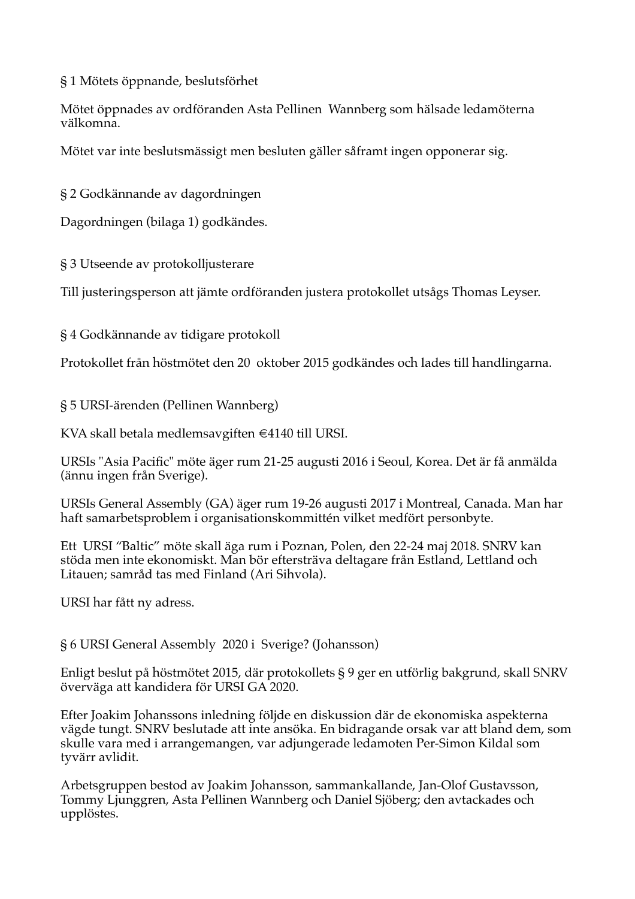§ 1 Mötets öppnande, beslutsförhet

Mötet öppnades av ordföranden Asta Pellinen Wannberg som hälsade ledamöterna välkomna.

Mötet var inte beslutsmässigt men besluten gäller såframt ingen opponerar sig.

§ 2 Godkännande av dagordningen

Dagordningen (bilaga 1) godkändes.

§ 3 Utseende av protokolljusterare

Till justeringsperson att jämte ordföranden justera protokollet utsågs Thomas Leyser.

§ 4 Godkännande av tidigare protokoll

Protokollet från höstmötet den 20 oktober 2015 godkändes och lades till handlingarna.

§ 5 URSI-ärenden (Pellinen Wannberg)

KVA skall betala medlemsavgiften €4140 till URSI.

URSIs "Asia Pacific" möte äger rum 21-25 augusti 2016 i Seoul, Korea. Det är få anmälda (ännu ingen från Sverige).

URSIs General Assembly (GA) äger rum 19-26 augusti 2017 i Montreal, Canada. Man har haft samarbetsproblem i organisationskommittén vilket medfört personbyte.

Ett URSI "Baltic" möte skall äga rum i Poznan, Polen, den 22-24 maj 2018. SNRV kan stöda men inte ekonomiskt. Man bör eftersträva deltagare från Estland, Lettland och Litauen; samråd tas med Finland (Ari Sihvola).

URSI har fått ny adress.

§ 6 URSI General Assembly 2020 i Sverige? (Johansson)

Enligt beslut på höstmötet 2015, där protokollets § 9 ger en utförlig bakgrund, skall SNRV överväga att kandidera för URSI GA 2020.

Efter Joakim Johanssons inledning följde en diskussion där de ekonomiska aspekterna vägde tungt. SNRV beslutade att inte ansöka. En bidragande orsak var att bland dem, som skulle vara med i arrangemangen, var adjungerade ledamoten Per-Simon Kildal som tyvärr avlidit.

Arbetsgruppen bestod av Joakim Johansson, sammankallande, Jan-Olof Gustavsson, Tommy Ljunggren, Asta Pellinen Wannberg och Daniel Sjöberg; den avtackades och upplöstes.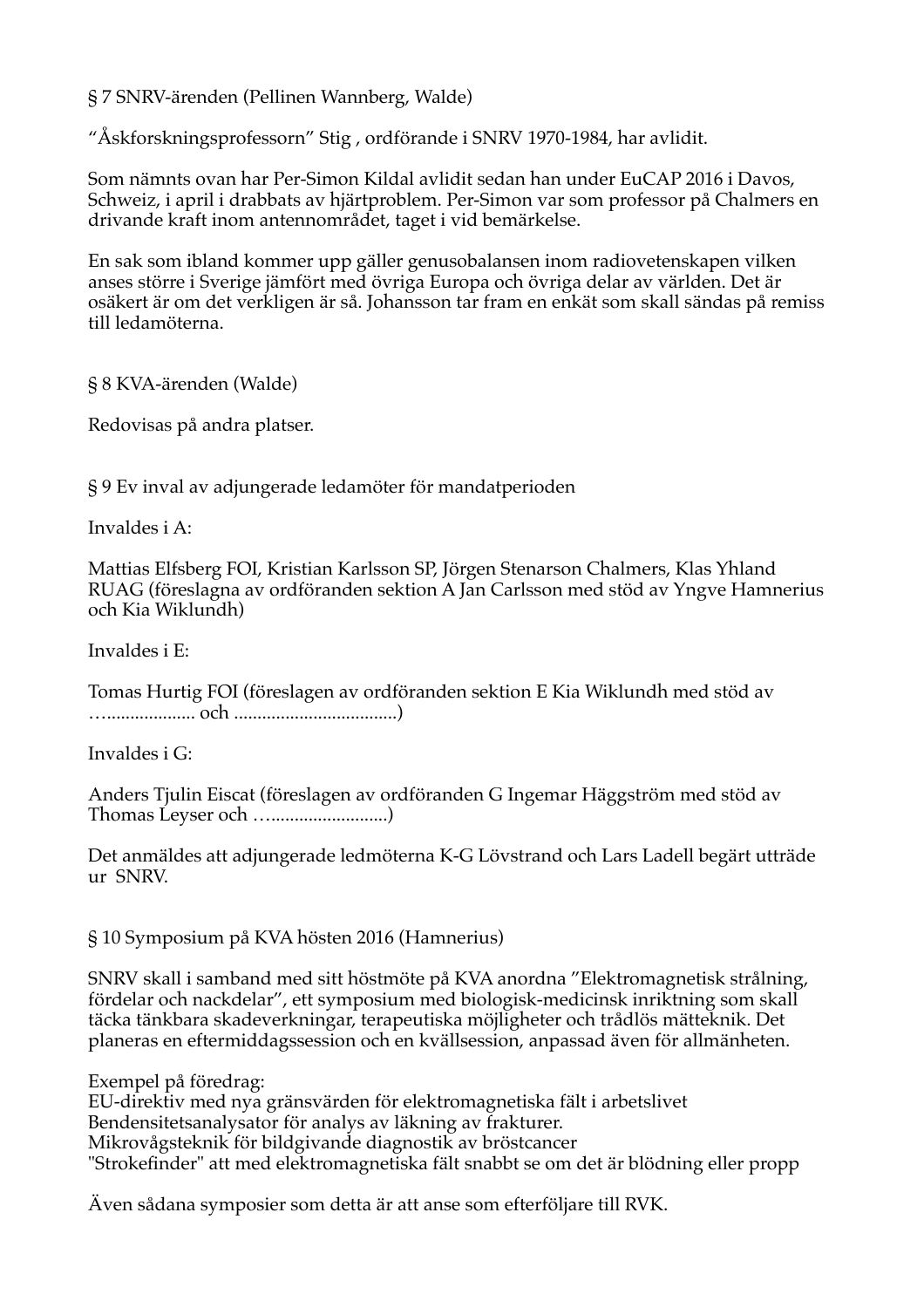§ 7 SNRV-ärenden (Pellinen Wannberg, Walde)

“Åskforskningsprofessorn” Stig , ordförande i SNRV 1970-1984, har avlidit.

Som nämnts ovan har Per-Simon Kildal avlidit sedan han under EuCAP 2016 i Davos, Schweiz, i april i drabbats av hjärtproblem. Per-Simon var som professor på Chalmers en drivande kraft inom antennområdet, taget i vid bemärkelse.

En sak som ibland kommer upp gäller genusobalansen inom radiovetenskapen vilken anses större i Sverige jämfört med övriga Europa och övriga delar av världen. Det är osäkert är om det verkligen är så. Johansson tar fram en enkät som skall sändas på remiss till ledamöterna.

§ 8 KVA-ärenden (Walde)

Redovisas på andra platser.

§ 9 Ev inval av adjungerade ledamöter för mandatperioden

Invaldes i A:

Mattias Elfsberg FOI, Kristian Karlsson SP, Jörgen Stenarson Chalmers, Klas Yhland RUAG (föreslagna av ordföranden sektion A Jan Carlsson med stöd av Yngve Hamnerius och Kia Wiklundh)

Invaldes i E:

Tomas Hurtig FOI (föreslagen av ordföranden sektion E Kia Wiklundh med stöd av …................... och ..................................)

Invaldes i G:

Anders Tjulin Eiscat (föreslagen av ordföranden G Ingemar Häggström med stöd av Thomas Leyser och …........................)

Det anmäldes att adjungerade ledmöterna K-G Lövstrand och Lars Ladell begärt utträde ur SNRV.

§ 10 Symposium på KVA hösten 2016 (Hamnerius)

SNRV skall i samband med sitt höstmöte på KVA anordna ”Elektromagnetisk strålning, fördelar och nackdelar”, ett symposium med biologisk-medicinsk inriktning som skall täcka tänkbara skadeverkningar, terapeutiska möjligheter och trådlös mätteknik. Det planeras en eftermiddagssession och en kvällsession, anpassad även för allmänheten.

Exempel på föredrag:
EU-direktiv med nya gränsvärden för elektromagnetiska fält i arbetslivet
Bendensitetsanalysator för analys av läkning av frakturer.
Mikrovågsteknik för bildgivande diagnostik av bröstcancer
"Strokefinder" att med elektromagnetiska fält snabbt se om det är blödning eller propp

Även sådana symposier som detta är att anse som efterföljare till RVK.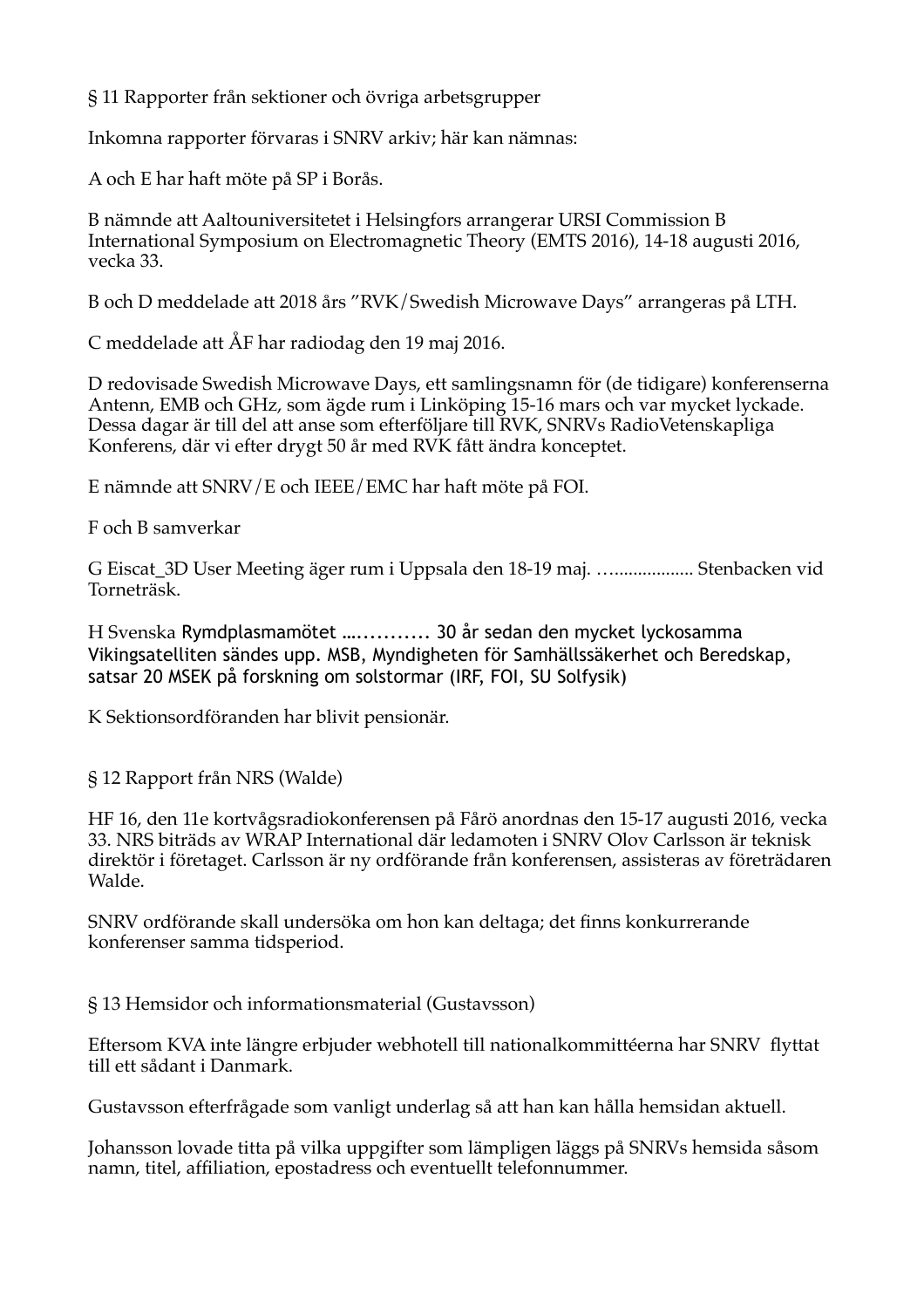§ 11 Rapporter från sektioner och övriga arbetsgrupper

Inkomna rapporter förvaras i SNRV arkiv; här kan nämnas:

A och E har haft möte på SP i Borås.

B nämnde att Aaltouniversitetet i Helsingfors arrangerar URSI Commission B International Symposium on Electromagnetic Theory (EMTS 2016), 14-18 augusti 2016, vecka 33.

B och D meddelade att 2018 års "RVK/Swedish Microwave Days" arrangeras på LTH.

C meddelade att ÅF har radiodag den 19 maj 2016.

D redovisade Swedish Microwave Days, ett samlingsnamn för (de tidigare) konferenserna Antenn, EMB och GHz, som ägde rum i Linköping 15-16 mars och var mycket lyckade. Dessa dagar är till del att anse som efterföljare till RVK, SNRVs RadioVetenskapliga Konferens, där vi efter drygt 50 år med RVK fått ändra konceptet.

E nämnde att SNRV/E och IEEE/EMC har haft möte på FOI.

F och B samverkar

G Eiscat_3D User Meeting äger rum i Uppsala den 18-19 maj. …................. Stenbacken vid Torneträsk.

H Svenska Rymdplasmamötet …........... 30 år sedan den mycket lyckosamma Vikingsatelliten sändes upp. MSB, Myndigheten för Samhällssäkerhet och Beredskap, satsar 20 MSEK på forskning om solstormar (IRF, FOI, SU Solfysik)

K Sektionsordföranden har blivit pensionär.

§ 12 Rapport från NRS (Walde)

HF 16, den 11e kortvågsradiokonferensen på Fårö anordnas den 15-17 augusti 2016, vecka 33. NRS biträds av WRAP International där ledamoten i SNRV Olov Carlsson är teknisk direktör i företaget. Carlsson är ny ordförande från konferensen, assisteras av företrädaren Walde.

SNRV ordförande skall undersöka om hon kan deltaga; det finns konkurrerande konferenser samma tidsperiod.

§ 13 Hemsidor och informationsmaterial (Gustavsson)

Eftersom KVA inte längre erbjuder webhotell till nationalkommittéerna har SNRV flyttat till ett sådant i Danmark.

Gustavsson efterfrågade som vanligt underlag så att han kan hålla hemsidan aktuell.

Johansson lovade titta på vilka uppgifter som lämpligen läggs på SNRVs hemsida såsom namn, titel, affiliation, epostadress och eventuellt telefonnummer.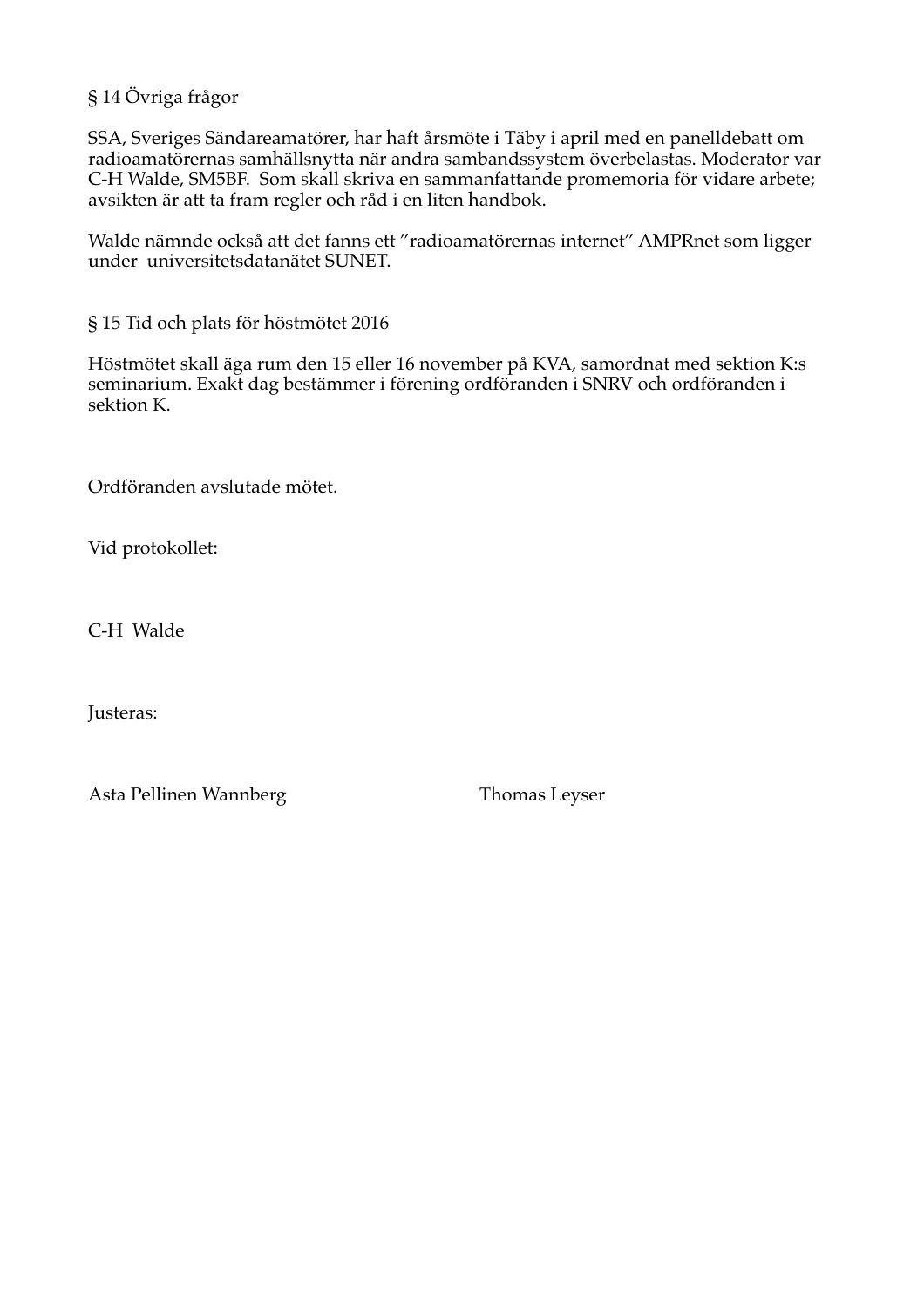§ 14 Övriga frågor

SSA, Sveriges Sändareamatörer, har haft årsmöte i Täby i april med en panelldebatt om radioamatörernas samhällsnytta när andra sambandssystem överbelastas. Moderator var C-H Walde, SM5BF. Som skall skriva en sammanfattande promemoria för vidare arbete; avsikten är att ta fram regler och råd i en liten handbok.

Walde nämnde också att det fanns ett ”radioamatörernas internet” AMPRnet som ligger under universitetsdatanätet SUNET.

§ 15 Tid och plats för höstmötet 2016

Höstmötet skall äga rum den 15 eller 16 november på KVA, samordnat med sektion K:s seminarium. Exakt dag bestämmer i förening ordföranden i SNRV och ordföranden i sektion K.

Ordföranden avslutade mötet.

Vid protokollet:

C-H Walde

Justeras:

Asta Pellinen Wannberg    Thomas Leyser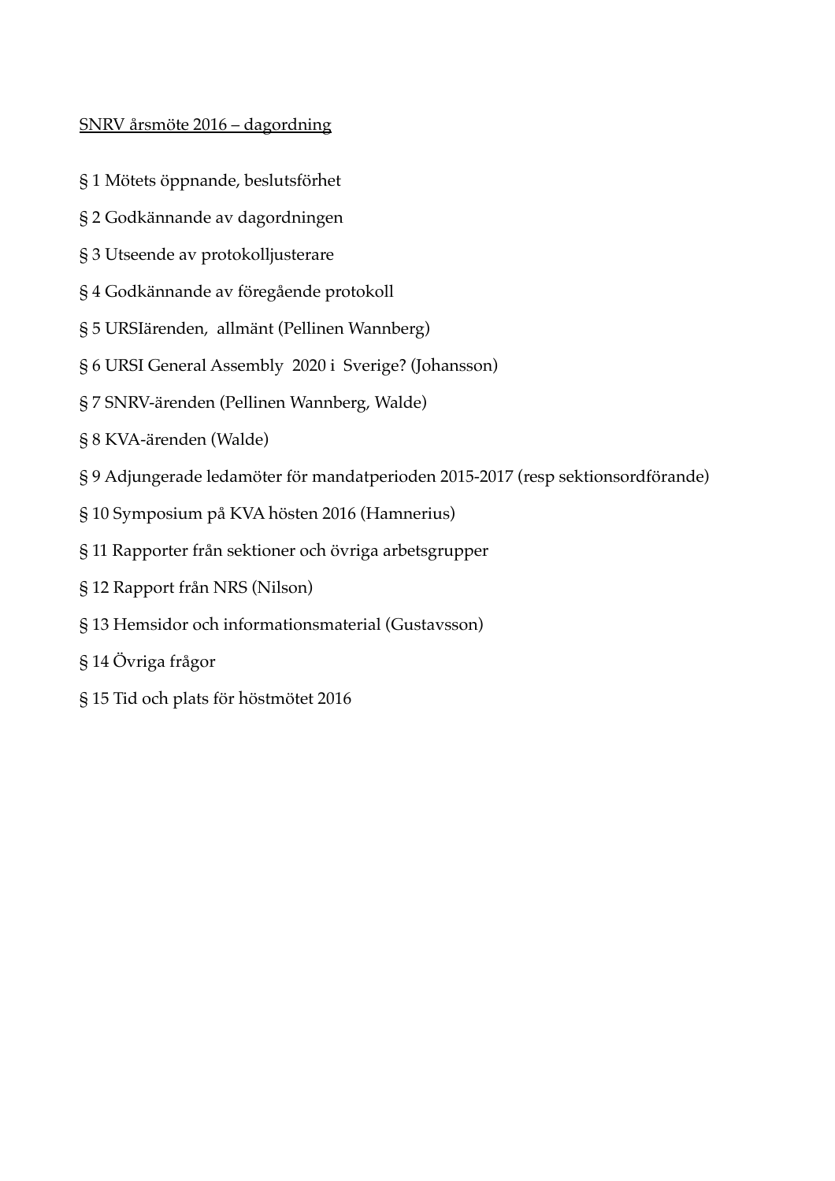SNRV årsmöte 2016 – dagordning

§ 1 Mötets öppnande, beslutsförhet

§ 2 Godkännande av dagordningen

§ 3 Utseende av protokolljusterare

§ 4 Godkännande av föregående protokoll

§ 5 URSIärenden, allmänt (Pellinen Wannberg)

§ 6 URSI General Assembly 2020 i Sverige? (Johansson)

§ 7 SNRV-ärenden (Pellinen Wannberg, Walde)

§ 8 KVA-ärenden (Walde)

§ 9 Adjungerade ledamöter för mandatperioden 2015-2017 (resp sektionsordförande)

§ 10 Symposium på KVA hösten 2016 (Hamnerius)

§ 11 Rapporter från sektioner och övriga arbetsgrupper

§ 12 Rapport från NRS (Nilson)

§ 13 Hemsidor och informationsmaterial (Gustavsson)

§ 14 Övriga frågor

§ 15 Tid och plats för höstmötet 2016